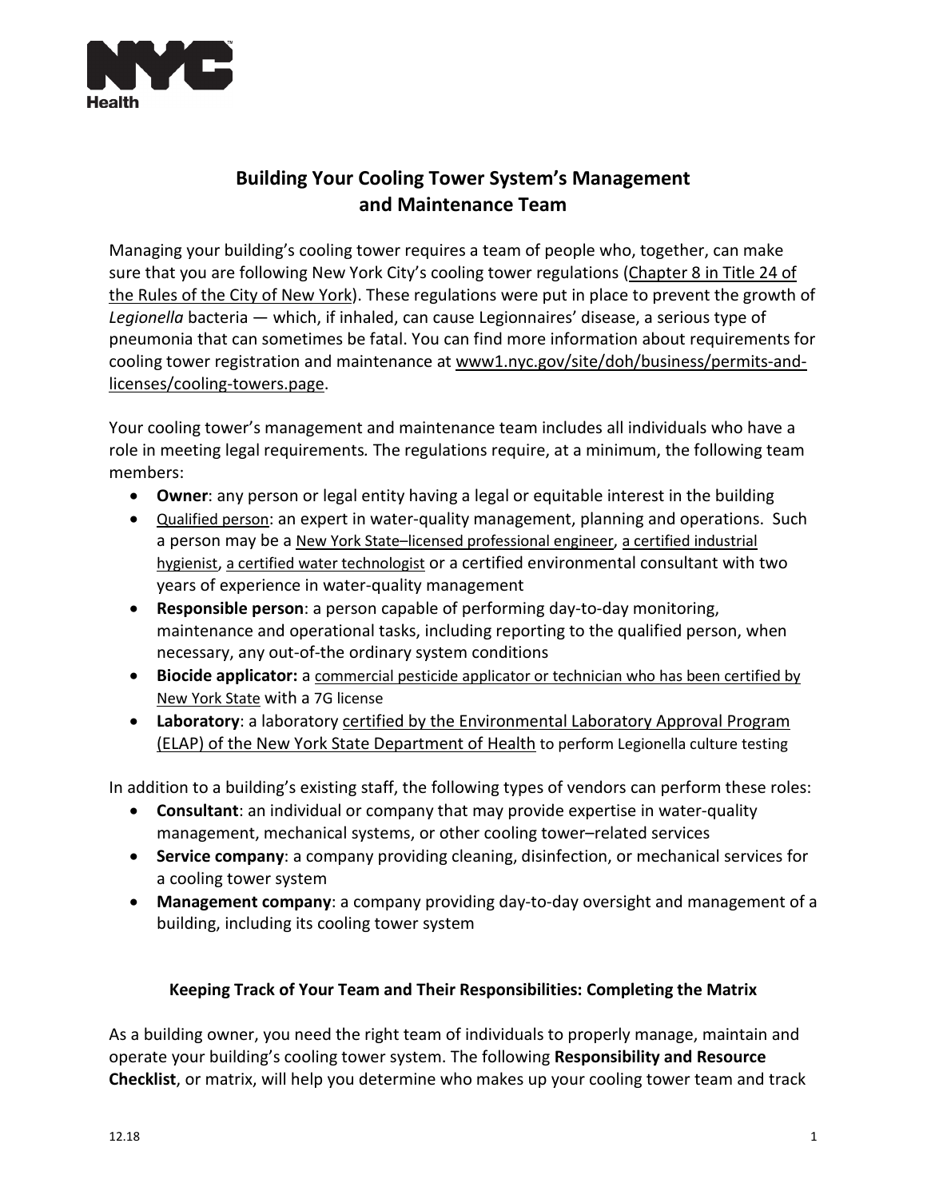# Building Your Cooling Tower System's Management and Maintenance Team

Managing your building's cooling tower requires a team of people who, together, can make sure that you are following New York City's cooling tower regulations (Chapter 8 in Title 24 of the Rules of the City of New York). These regulations were put in place to prevent the growth of *Legionella* bacteria — which, if inhaled, can cause Legionnaires' disease, a serious type of pneumonia that can sometimes be fatal. You can find more information about requirements for cooling tower registration and maintenance at www1.nyc.gov/site/doh/business/permits-and-licenses/cooling-towers.page.

Your cooling tower's management and maintenance team includes all individuals who have a role in meeting legal requirements. The regulations require, at a minimum, the following team members:

- **Owner**: any person or legal entity having a legal or equitable interest in the building
- Qualified person: an expert in water-quality management, planning and operations. Such a person may be a New York State–licensed professional engineer, a certified industrial hygienist, a certified water technologist or a certified environmental consultant with two years of experience in water-quality management
- **Responsible person**: a person capable of performing day-to-day monitoring, maintenance and operational tasks, including reporting to the qualified person, when necessary, any out-of-the ordinary system conditions
- **Biocide applicator:** a commercial pesticide applicator or technician who has been certified by New York State with a 7G license
- **Laboratory**: a laboratory certified by the Environmental Laboratory Approval Program (ELAP) of the New York State Department of Health to perform Legionella culture testing

In addition to a building's existing staff, the following types of vendors can perform these roles:

- **Consultant**: an individual or company that may provide expertise in water-quality management, mechanical systems, or other cooling tower–related services
- **Service company**: a company providing cleaning, disinfection, or mechanical services for a cooling tower system
- **Management company**: a company providing day-to-day oversight and management of a building, including its cooling tower system

### Keeping Track of Your Team and Their Responsibilities: Completing the Matrix

As a building owner, you need the right team of individuals to properly manage, maintain and operate your building's cooling tower system. The following **Responsibility and Resource Checklist**, or matrix, will help you determine who makes up your cooling tower team and track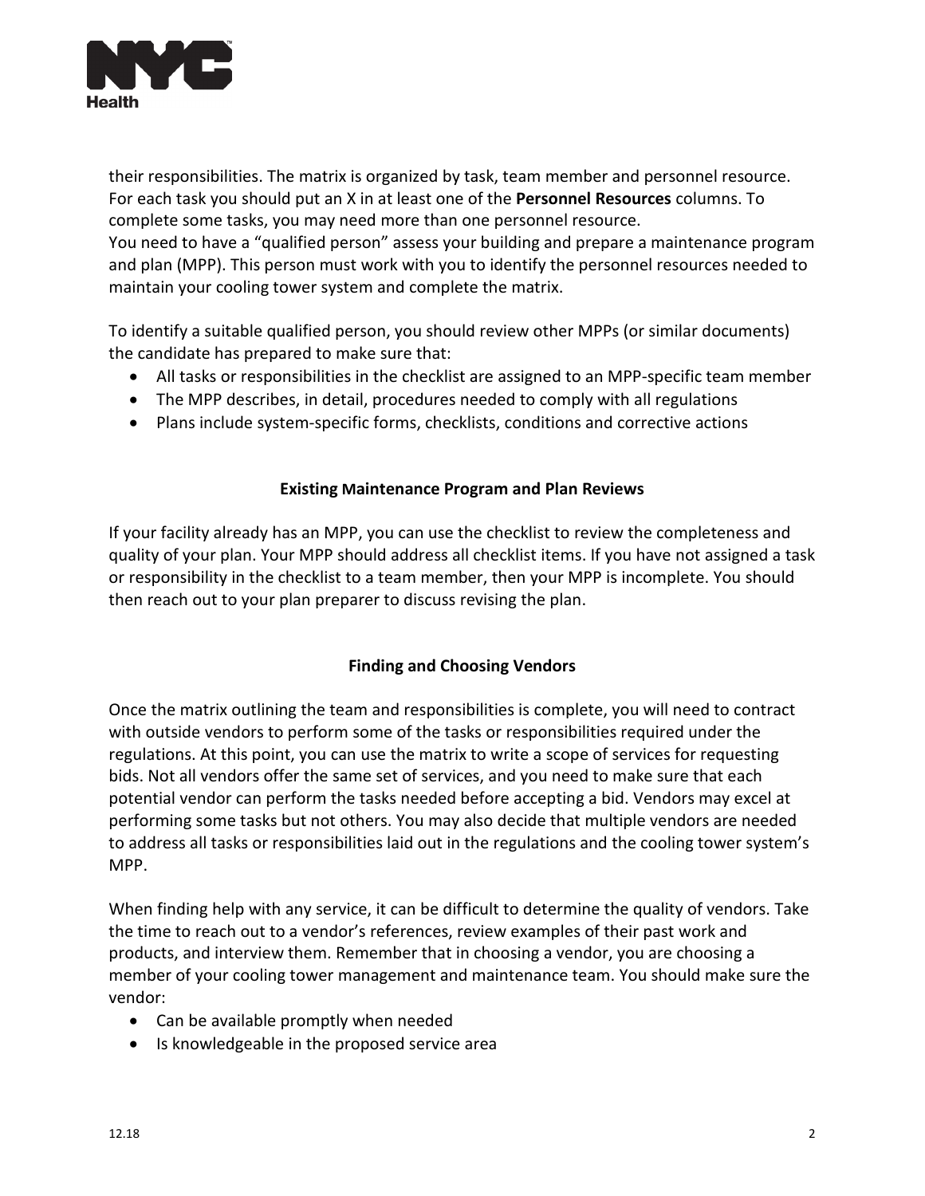their responsibilities. The matrix is organized by task, team member and personnel resource. For each task you should put an X in at least one of the **Personnel Resources** columns. To complete some tasks, you may need more than one personnel resource.
You need to have a "qualified person" assess your building and prepare a maintenance program and plan (MPP). This person must work with you to identify the personnel resources needed to maintain your cooling tower system and complete the matrix.

To identify a suitable qualified person, you should review other MPPs (or similar documents) the candidate has prepared to make sure that:

- All tasks or responsibilities in the checklist are assigned to an MPP-specific team member
- The MPP describes, in detail, procedures needed to comply with all regulations
- Plans include system-specific forms, checklists, conditions and corrective actions

## Existing Maintenance Program and Plan Reviews

If your facility already has an MPP, you can use the checklist to review the completeness and quality of your plan. Your MPP should address all checklist items. If you have not assigned a task or responsibility in the checklist to a team member, then your MPP is incomplete. You should then reach out to your plan preparer to discuss revising the plan.

## Finding and Choosing Vendors

Once the matrix outlining the team and responsibilities is complete, you will need to contract with outside vendors to perform some of the tasks or responsibilities required under the regulations. At this point, you can use the matrix to write a scope of services for requesting bids. Not all vendors offer the same set of services, and you need to make sure that each potential vendor can perform the tasks needed before accepting a bid. Vendors may excel at performing some tasks but not others. You may also decide that multiple vendors are needed to address all tasks or responsibilities laid out in the regulations and the cooling tower system's MPP.

When finding help with any service, it can be difficult to determine the quality of vendors. Take the time to reach out to a vendor's references, review examples of their past work and products, and interview them. Remember that in choosing a vendor, you are choosing a member of your cooling tower management and maintenance team. You should make sure the vendor:

- Can be available promptly when needed
- Is knowledgeable in the proposed service area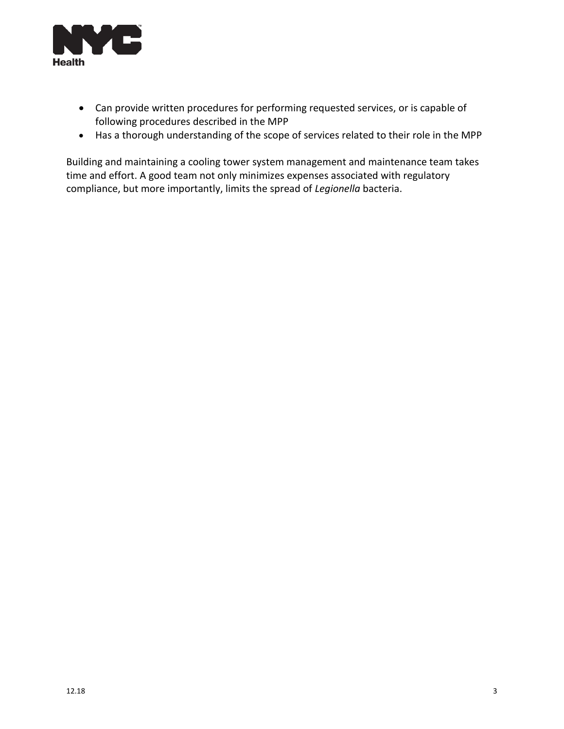- Can provide written procedures for performing requested services, or is capable of following procedures described in the MPP
- Has a thorough understanding of the scope of services related to their role in the MPP

Building and maintaining a cooling tower system management and maintenance team takes time and effort. A good team not only minimizes expenses associated with regulatory compliance, but more importantly, limits the spread of *Legionella* bacteria.